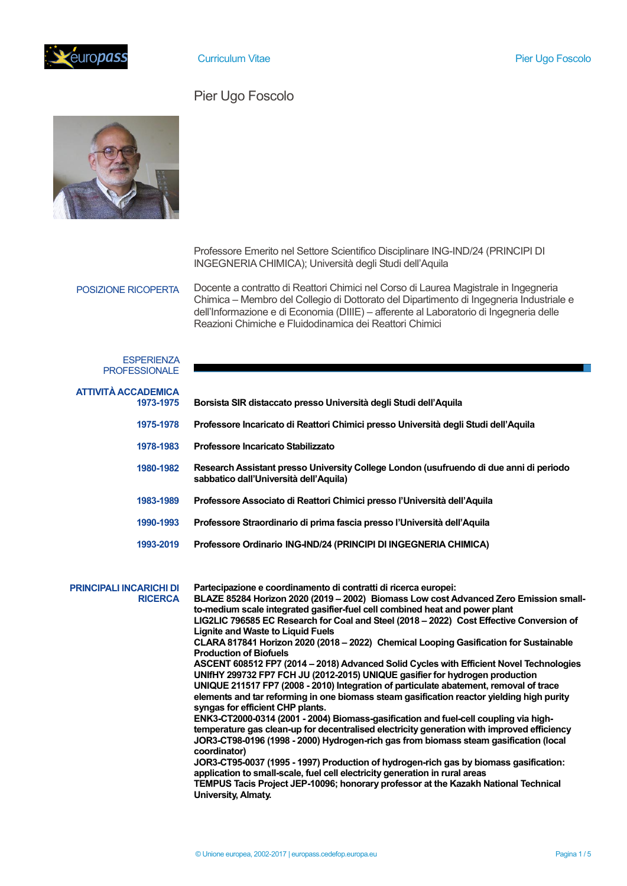# Pier Ugo Foscolo

Professore Emerito nel Settore Scientifico Disciplinare ING-IND/24 (PRINCIPI DI INGEGNERIA CHIMICA); Università degli Studi dell'Aquila

**POSIZIONE RICOPERTA**

Docente a contratto di Reattori Chimici nel Corso di Laurea Magistrale in Ingegneria Chimica – Membro del Collegio di Dottorato del Dipartimento di Ingegneria Industriale e dell'Informazione e di Economia (DIIIE) – afferente al Laboratorio di Ingegneria delle Reazioni Chimiche e Fluidodinamica dei Reattori Chimici

## ESPERIENZA PROFESSIONALE

### ATTIVITÀ ACCADEMICA

**1973-1975** — **Borsista SIR distaccato presso Università degli Studi dell'Aquila**

**1975-1978** — **Professore Incaricato di Reattori Chimici presso Università degli Studi dell'Aquila**

**1978-1983** — **Professore Incaricato Stabilizzato**

**1980-1982** — **Research Assistant presso University College London (usufruendo di due anni di periodo sabbatico dall'Università dell'Aquila)**

**1983-1989** — **Professore Associato di Reattori Chimici presso l'Università dell'Aquila**

**1990-1993** — **Professore Straordinario di prima fascia presso l'Università dell'Aquila**

**1993-2019** — **Professore Ordinario ING-IND/24 (PRINCIPI DI INGEGNERIA CHIMICA)**

### PRINCIPALI INCARICHI DI RICERCA

**Partecipazione e coordinamento di contratti di ricerca europei:**

**BLAZE 85284 Horizon 2020 (2019 – 2002) Biomass Low cost Advanced Zero Emission small-to-medium scale integrated gasifier-fuel cell combined heat and power plant**

**LIG2LIC 796585 EC Research for Coal and Steel (2018 – 2022) Cost Effective Conversion of Lignite and Waste to Liquid Fuels**

**CLARA 817841 Horizon 2020 (2018 – 2022) Chemical Looping Gasification for Sustainable Production of Biofuels**

**ASCENT 608512 FP7 (2014 – 2018) Advanced Solid Cycles with Efficient Novel Technologies**

**UNIfHY 299732 FP7 FCH JU (2012-2015) UNIQUE gasifier for hydrogen production**

**UNIQUE 211517 FP7 (2008 - 2010) Integration of particulate abatement, removal of trace elements and tar reforming in one biomass steam gasification reactor yielding high purity syngas for efficient CHP plants.**

**ENK3-CT2000-0314 (2001 - 2004) Biomass-gasification and fuel-cell coupling via high-temperature gas clean-up for decentralised electricity generation with improved efficiency**

**JOR3-CT98-0196 (1998 - 2000) Hydrogen-rich gas from biomass steam gasification (local coordinator)**

**JOR3-CT95-0037 (1995 - 1997) Production of hydrogen-rich gas by biomass gasification: application to small-scale, fuel cell electricity generation in rural areas**

**TEMPUS Tacis Project JEP-10096; honorary professor at the Kazakh National Technical University, Almaty.**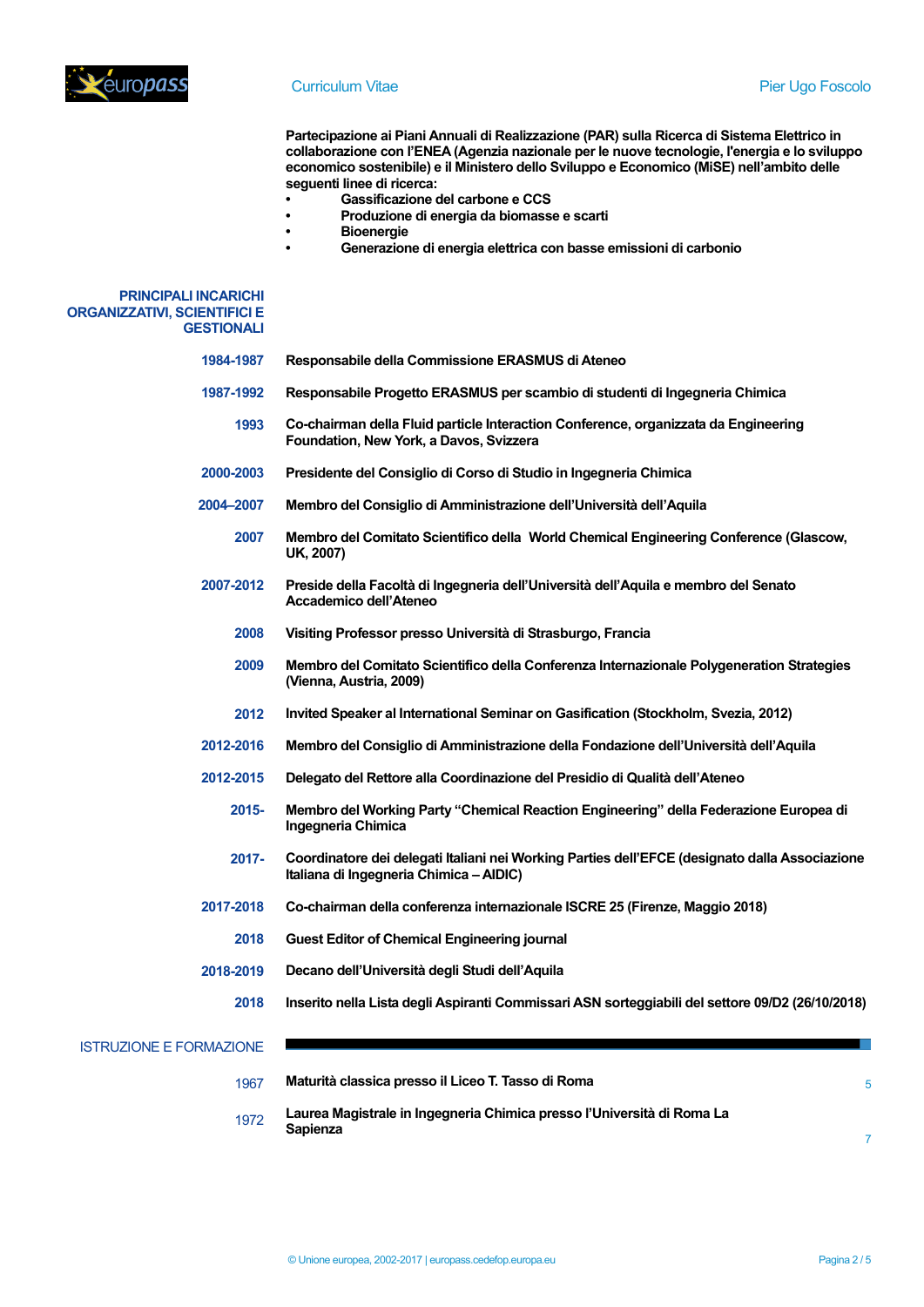**Partecipazione ai Piani Annuali di Realizzazione (PAR) sulla Ricerca di Sistema Elettrico in collaborazione con l'ENEA (Agenzia nazionale per le nuove tecnologie, l'energia e lo sviluppo economico sostenibile) e il Ministero dello Sviluppo e Economico (MiSE) nell'ambito delle seguenti linee di ricerca:**

- **Gassificazione del carbone e CCS**
- **Produzione di energia da biomasse e scarti**
- **Bioenergie**
- **Generazione di energia elettrica con basse emissioni di carbonio**

## PRINCIPALI INCARICHI ORGANIZZATIVI, SCIENTIFICI E GESTIONALI

| | |
|---|---|
| 1984-1987 | **Responsabile della Commissione ERASMUS di Ateneo** |
| 1987-1992 | **Responsabile Progetto ERASMUS per scambio di studenti di Ingegneria Chimica** |
| 1993 | **Co-chairman della Fluid particle Interaction Conference, organizzata da Engineering Foundation, New York, a Davos, Svizzera** |
| 2000-2003 | **Presidente del Consiglio di Corso di Studio in Ingegneria Chimica** |
| 2004–2007 | **Membro del Consiglio di Amministrazione dell'Università dell'Aquila** |
| 2007 | **Membro del Comitato Scientifico della World Chemical Engineering Conference (Glascow, UK, 2007)** |
| 2007-2012 | **Preside della Facoltà di Ingegneria dell'Università dell'Aquila e membro del Senato Accademico dell'Ateneo** |
| 2008 | **Visiting Professor presso Università di Strasburgo, Francia** |
| 2009 | **Membro del Comitato Scientifico della Conferenza Internazionale Polygeneration Strategies (Vienna, Austria, 2009)** |
| 2012 | **Invited Speaker al International Seminar on Gasification (Stockholm, Svezia, 2012)** |
| 2012-2016 | **Membro del Consiglio di Amministrazione della Fondazione dell'Università dell'Aquila** |
| 2012-2015 | **Delegato del Rettore alla Coordinazione del Presidio di Qualità dell'Ateneo** |
| 2015- | **Membro del Working Party "Chemical Reaction Engineering" della Federazione Europea di Ingegneria Chimica** |
| 2017- | **Coordinatore dei delegati Italiani nei Working Parties dell'EFCE (designato dalla Associazione Italiana di Ingegneria Chimica – AIDIC)** |
| 2017-2018 | **Co-chairman della conferenza internazionale ISCRE 25 (Firenze, Maggio 2018)** |
| 2018 | **Guest Editor of Chemical Engineering journal** |
| 2018-2019 | **Decano dell'Università degli Studi dell'Aquila** |
| 2018 | **Inserito nella Lista degli Aspiranti Commissari ASN sorteggiabili del settore 09/D2 (26/10/2018)** |

## ISTRUZIONE E FORMAZIONE

| | | |
|---|---|---|
| 1967 | **Maturità classica presso il Liceo T. Tasso di Roma** | 5 |
| 1972 | **Laurea Magistrale in Ingegneria Chimica presso l'Università di Roma La Sapienza** | 7 |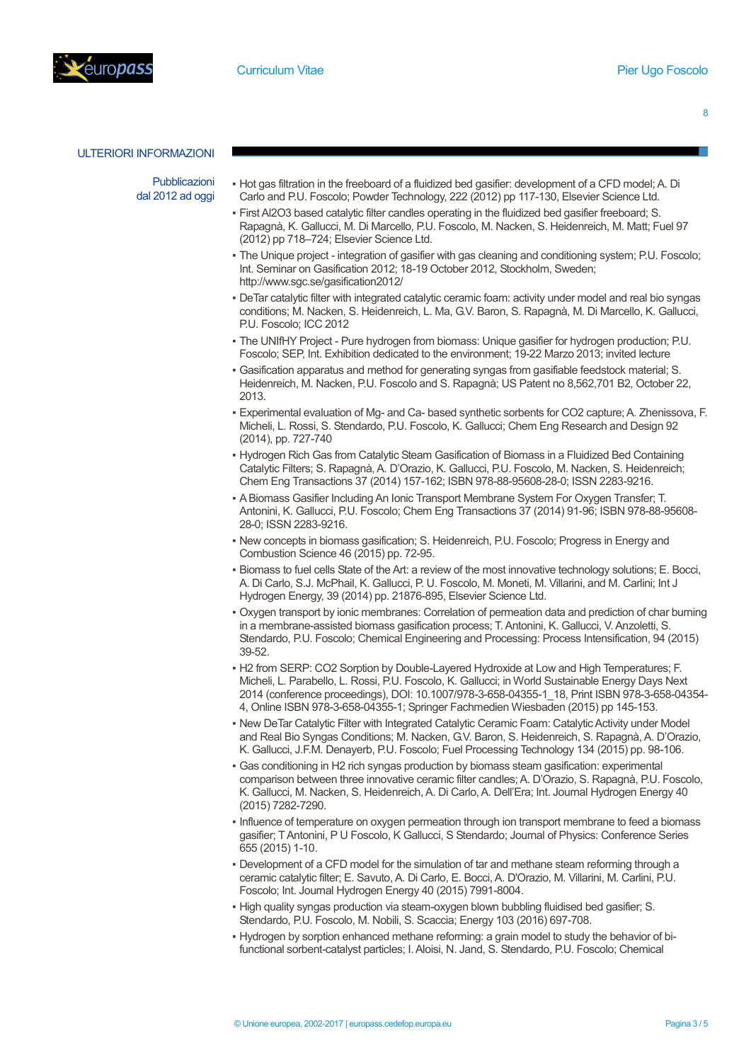## ULTERIORI INFORMAZIONI

**Pubblicazioni dal 2012 ad oggi**

- Hot gas filtration in the freeboard of a fluidized bed gasifier: development of a CFD model; A. Di Carlo and P.U. Foscolo; Powder Technology, 222 (2012) pp 117-130, Elsevier Science Ltd.
- First $Al_2O_3$ based catalytic filter candles operating in the fluidized bed gasifier freeboard; S. Rapagnà, K. Gallucci, M. Di Marcello, P.U. Foscolo, M. Nacken, S. Heidenreich, M. Matt; Fuel 97 (2012) pp 718–724; Elsevier Science Ltd.
- The Unique project - integration of gasifier with gas cleaning and conditioning system; P.U. Foscolo; Int. Seminar on Gasification 2012; 18-19 October 2012, Stockholm, Sweden; http://www.sgc.se/gasification2012/
- DeTar catalytic filter with integrated catalytic ceramic foam: activity under model and real bio syngas conditions; M. Nacken, S. Heidenreich, L. Ma, G.V. Baron, S. Rapagnà, M. Di Marcello, K. Gallucci, P.U. Foscolo; ICC 2012
- The UNIfHY Project - Pure hydrogen from biomass: Unique gasifier for hydrogen production; P.U. Foscolo; SEP, Int. Exhibition dedicated to the environment; 19-22 Marzo 2013; invited lecture
- Gasification apparatus and method for generating syngas from gasifiable feedstock material; S. Heidenreich, M. Nacken, P.U. Foscolo and S. Rapagnà; US Patent no 8,562,701 B2, October 22, 2013.
- Experimental evaluation of Mg- and Ca- based synthetic sorbents for $CO_2$ capture; A. Zhenissova, F. Micheli, L. Rossi, S. Stendardo, P.U. Foscolo, K. Gallucci; Chem Eng Research and Design 92 (2014), pp. 727-740
- Hydrogen Rich Gas from Catalytic Steam Gasification of Biomass in a Fluidized Bed Containing Catalytic Filters; S. Rapagnà, A. D'Orazio, K. Gallucci, P.U. Foscolo, M. Nacken, S. Heidenreich; Chem Eng Transactions 37 (2014) 157-162; ISBN 978-88-95608-28-0; ISSN 2283-9216.
- A Biomass Gasifier Including An Ionic Transport Membrane System For Oxygen Transfer; T. Antonini, K. Gallucci, P.U. Foscolo; Chem Eng Transactions 37 (2014) 91-96; ISBN 978-88-95608-28-0; ISSN 2283-9216.
- New concepts in biomass gasification; S. Heidenreich, P.U. Foscolo; Progress in Energy and Combustion Science 46 (2015) pp. 72-95.
- Biomass to fuel cells State of the Art: a review of the most innovative technology solutions; E. Bocci, A. Di Carlo, S.J. McPhail, K. Gallucci, P. U. Foscolo, M. Moneti, M. Villarini, and M. Carlini; Int J Hydrogen Energy, 39 (2014) pp. 21876-895, Elsevier Science Ltd.
- Oxygen transport by ionic membranes: Correlation of permeation data and prediction of char burning in a membrane-assisted biomass gasification process; T. Antonini, K. Gallucci, V. Anzoletti, S. Stendardo, P.U. Foscolo; Chemical Engineering and Processing: Process Intensification, 94 (2015) 39-52.
- $H_2$ from SERP: $CO_2$ Sorption by Double-Layered Hydroxide at Low and High Temperatures; F. Micheli, L. Parabello, L. Rossi, P.U. Foscolo, K. Gallucci; in World Sustainable Energy Days Next 2014 (conference proceedings), DOI: 10.1007/978-3-658-04355-1_18, Print ISBN 978-3-658-04354-4, Online ISBN 978-3-658-04355-1; Springer Fachmedien Wiesbaden (2015) pp 145-153.
- New DeTar Catalytic Filter with Integrated Catalytic Ceramic Foam: Catalytic Activity under Model and Real Bio Syngas Conditions; M. Nacken, G.V. Baron, S. Heidenreich, S. Rapagnà, A. D'Orazio, K. Gallucci, J.F.M. Denayerb, P.U. Foscolo; Fuel Processing Technology 134 (2015) pp. 98-106.
- Gas conditioning in $H_2$ rich syngas production by biomass steam gasification: experimental comparison between three innovative ceramic filter candles; A. D'Orazio, S. Rapagnà, P.U. Foscolo, K. Gallucci, M. Nacken, S. Heidenreich, A. Di Carlo, A. Dell'Era; Int. Journal Hydrogen Energy 40 (2015) 7282-7290.
- Influence of temperature on oxygen permeation through ion transport membrane to feed a biomass gasifier; T Antonini, P U Foscolo, K Gallucci, S Stendardo; Journal of Physics: Conference Series 655 (2015) 1-10.
- Development of a CFD model for the simulation of tar and methane steam reforming through a ceramic catalytic filter; E. Savuto, A. Di Carlo, E. Bocci, A. D'Orazio, M. Villarini, M. Carlini, P.U. Foscolo; Int. Journal Hydrogen Energy 40 (2015) 7991-8004.
- High quality syngas production via steam-oxygen blown bubbling fluidised bed gasifier; S. Stendardo, P.U. Foscolo, M. Nobili, S. Scaccia; Energy 103 (2016) 697-708.
- Hydrogen by sorption enhanced methane reforming: a grain model to study the behavior of bi-functional sorbent-catalyst particles; I. Aloisi, N. Jand, S. Stendardo, P.U. Foscolo; Chemical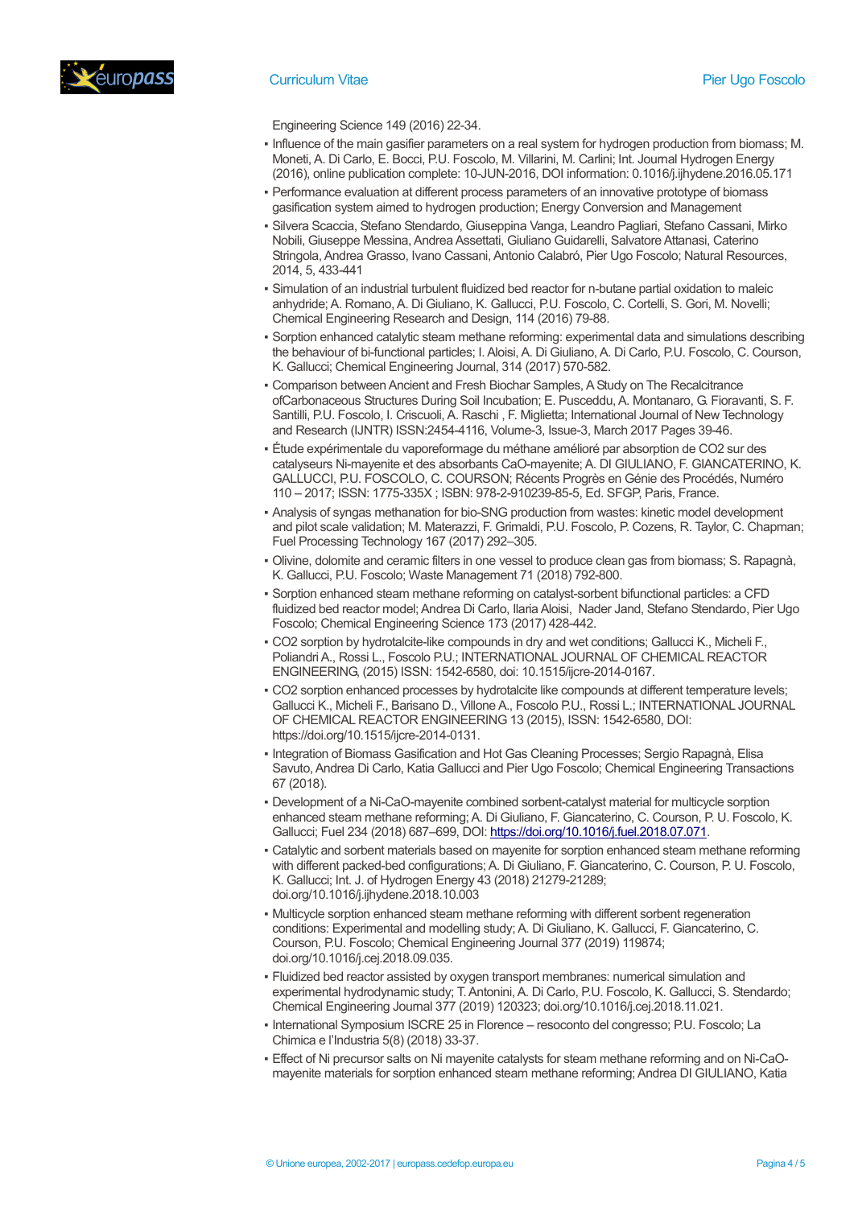Engineering Science 149 (2016) 22-34.

- Influence of the main gasifier parameters on a real system for hydrogen production from biomass; M. Moneti, A. Di Carlo, E. Bocci, P.U. Foscolo, M. Villarini, M. Carlini; Int. Journal Hydrogen Energy (2016), online publication complete: 10-JUN-2016, DOI information: 0.1016/j.ijhydene.2016.05.171
- Performance evaluation at different process parameters of an innovative prototype of biomass gasification system aimed to hydrogen production; Energy Conversion and Management
- Silvera Scaccia, Stefano Stendardo, Giuseppina Vanga, Leandro Pagliari, Stefano Cassani, Mirko Nobili, Giuseppe Messina, Andrea Assettati, Giuliano Guidarelli, Salvatore Attanasi, Caterino Stringola, Andrea Grasso, Ivano Cassani, Antonio Calabró, Pier Ugo Foscolo; Natural Resources, 2014, 5, 433-441
- Simulation of an industrial turbulent fluidized bed reactor for n-butane partial oxidation to maleic anhydride; A. Romano, A. Di Giuliano, K. Gallucci, P.U. Foscolo, C. Cortelli, S. Gori, M. Novelli; Chemical Engineering Research and Design, 114 (2016) 79-88.
- Sorption enhanced catalytic steam methane reforming: experimental data and simulations describing the behaviour of bi-functional particles; I. Aloisi, A. Di Giuliano, A. Di Carlo, P.U. Foscolo, C. Courson, K. Gallucci; Chemical Engineering Journal, 314 (2017) 570-582.
- Comparison between Ancient and Fresh Biochar Samples, A Study on The Recalcitrance ofCarbonaceous Structures During Soil Incubation; E. Pusceddu, A. Montanaro, G. Fioravanti, S. F. Santilli, P.U. Foscolo, I. Criscuoli, A. Raschi , F. Miglietta; International Journal of New Technology and Research (IJNTR) ISSN:2454-4116, Volume-3, Issue-3, March 2017 Pages 39-46.
- Étude expérimentale du vaporeformage du méthane amélioré par absorption de CO2 sur des catalyseurs Ni-mayenite et des absorbants CaO-mayenite; A. DI GIULIANO, F. GIANCATERINO, K. GALLUCCI, P.U. FOSCOLO, C. COURSON; Récents Progrès en Génie des Procédés, Numéro 110 – 2017; ISSN: 1775-335X ; ISBN: 978-2-910239-85-5, Ed. SFGP, Paris, France.
- Analysis of syngas methanation for bio-SNG production from wastes: kinetic model development and pilot scale validation; M. Materazzi, F. Grimaldi, P.U. Foscolo, P. Cozens, R. Taylor, C. Chapman; Fuel Processing Technology 167 (2017) 292–305.
- Olivine, dolomite and ceramic filters in one vessel to produce clean gas from biomass; S. Rapagnà, K. Gallucci, P.U. Foscolo; Waste Management 71 (2018) 792-800.
- Sorption enhanced steam methane reforming on catalyst-sorbent bifunctional particles: a CFD fluidized bed reactor model; Andrea Di Carlo, Ilaria Aloisi, Nader Jand, Stefano Stendardo, Pier Ugo Foscolo; Chemical Engineering Science 173 (2017) 428-442.
- CO2 sorption by hydrotalcite-like compounds in dry and wet conditions; Gallucci K., Micheli F., Poliandri A., Rossi L., Foscolo P.U.; INTERNATIONAL JOURNAL OF CHEMICAL REACTOR ENGINEERING, (2015) ISSN: 1542-6580, doi: 10.1515/ijcre-2014-0167.
- CO2 sorption enhanced processes by hydrotalcite like compounds at different temperature levels; Gallucci K., Micheli F., Barisano D., Villone A., Foscolo P.U., Rossi L.; INTERNATIONAL JOURNAL OF CHEMICAL REACTOR ENGINEERING 13 (2015), ISSN: 1542-6580, DOI: https://doi.org/10.1515/ijcre-2014-0131.
- Integration of Biomass Gasification and Hot Gas Cleaning Processes; Sergio Rapagnà, Elisa Savuto, Andrea Di Carlo, Katia Gallucci and Pier Ugo Foscolo; Chemical Engineering Transactions 67 (2018).
- Development of a Ni-CaO-mayenite combined sorbent-catalyst material for multicycle sorption enhanced steam methane reforming; A. Di Giuliano, F. Giancaterino, C. Courson, P. U. Foscolo, K. Gallucci; Fuel 234 (2018) 687–699, DOI: https://doi.org/10.1016/j.fuel.2018.07.071.
- Catalytic and sorbent materials based on mayenite for sorption enhanced steam methane reforming with different packed-bed configurations; A. Di Giuliano, F. Giancaterino, C. Courson, P. U. Foscolo, K. Gallucci; Int. J. of Hydrogen Energy 43 (2018) 21279-21289; doi.org/10.1016/j.ijhydene.2018.10.003
- Multicycle sorption enhanced steam methane reforming with different sorbent regeneration conditions: Experimental and modelling study; A. Di Giuliano, K. Gallucci, F. Giancaterino, C. Courson, P.U. Foscolo; Chemical Engineering Journal 377 (2019) 119874; doi.org/10.1016/j.cej.2018.09.035.
- Fluidized bed reactor assisted by oxygen transport membranes: numerical simulation and experimental hydrodynamic study; T. Antonini, A. Di Carlo, P.U. Foscolo, K. Gallucci, S. Stendardo; Chemical Engineering Journal 377 (2019) 120323; doi.org/10.1016/j.cej.2018.11.021.
- International Symposium ISCRE 25 in Florence – resoconto del congresso; P.U. Foscolo; La Chimica e l'Industria 5(8) (2018) 33-37.
- Effect of Ni precursor salts on Ni mayenite catalysts for steam methane reforming and on Ni-CaO-mayenite materials for sorption enhanced steam methane reforming; Andrea DI GIULIANO, Katia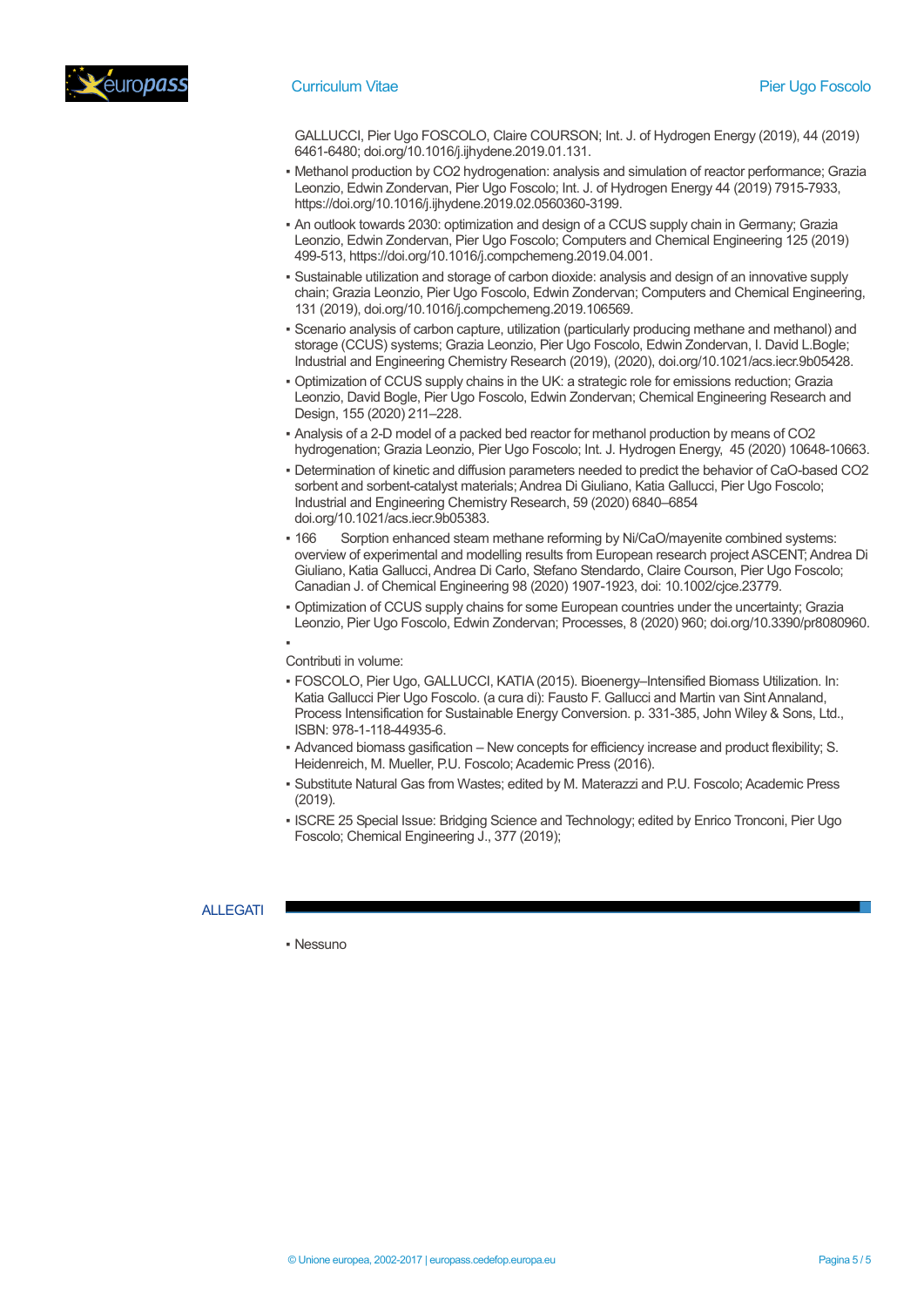GALLUCCI, Pier Ugo FOSCOLO, Claire COURSON; Int. J. of Hydrogen Energy (2019), 44 (2019) 6461-6480; doi.org/10.1016/j.ijhydene.2019.01.131.

- Methanol production by CO2 hydrogenation: analysis and simulation of reactor performance; Grazia Leonzio, Edwin Zondervan, Pier Ugo Foscolo; Int. J. of Hydrogen Energy 44 (2019) 7915-7933, https://doi.org/10.1016/j.ijhydene.2019.02.0560360-3199.
- An outlook towards 2030: optimization and design of a CCUS supply chain in Germany; Grazia Leonzio, Edwin Zondervan, Pier Ugo Foscolo; Computers and Chemical Engineering 125 (2019) 499-513, https://doi.org/10.1016/j.compchemeng.2019.04.001.
- Sustainable utilization and storage of carbon dioxide: analysis and design of an innovative supply chain; Grazia Leonzio, Pier Ugo Foscolo, Edwin Zondervan; Computers and Chemical Engineering, 131 (2019), doi.org/10.1016/j.compchemeng.2019.106569.
- Scenario analysis of carbon capture, utilization (particularly producing methane and methanol) and storage (CCUS) systems; Grazia Leonzio, Pier Ugo Foscolo, Edwin Zondervan, I. David L.Bogle; Industrial and Engineering Chemistry Research (2019), (2020), doi.org/10.1021/acs.iecr.9b05428.
- Optimization of CCUS supply chains in the UK: a strategic role for emissions reduction; Grazia Leonzio, David Bogle, Pier Ugo Foscolo, Edwin Zondervan; Chemical Engineering Research and Design, 155 (2020) 211–228.
- Analysis of a 2-D model of a packed bed reactor for methanol production by means of CO2 hydrogenation; Grazia Leonzio, Pier Ugo Foscolo; Int. J. Hydrogen Energy, 45 (2020) 10648-10663.
- Determination of kinetic and diffusion parameters needed to predict the behavior of CaO-based CO2 sorbent and sorbent-catalyst materials; Andrea Di Giuliano, Katia Gallucci, Pier Ugo Foscolo; Industrial and Engineering Chemistry Research, 59 (2020) 6840–6854 doi.org/10.1021/acs.iecr.9b05383.
- 166 Sorption enhanced steam methane reforming by Ni/CaO/mayenite combined systems: overview of experimental and modelling results from European research project ASCENT; Andrea Di Giuliano, Katia Gallucci, Andrea Di Carlo, Stefano Stendardo, Claire Courson, Pier Ugo Foscolo; Canadian J. of Chemical Engineering 98 (2020) 1907-1923, doi: 10.1002/cjce.23779.
- Optimization of CCUS supply chains for some European countries under the uncertainty; Grazia Leonzio, Pier Ugo Foscolo, Edwin Zondervan; Processes, 8 (2020) 960; doi.org/10.3390/pr8080960.

Contributi in volume:

- FOSCOLO, Pier Ugo, GALLUCCI, KATIA (2015). Bioenergy–Intensified Biomass Utilization. In: Katia Gallucci Pier Ugo Foscolo. (a cura di): Fausto F. Gallucci and Martin van Sint Annaland, Process Intensification for Sustainable Energy Conversion. p. 331-385, John Wiley & Sons, Ltd., ISBN: 978-1-118-44935-6.
- Advanced biomass gasification – New concepts for efficiency increase and product flexibility; S. Heidenreich, M. Mueller, P.U. Foscolo; Academic Press (2016).
- Substitute Natural Gas from Wastes; edited by M. Materazzi and P.U. Foscolo; Academic Press (2019).
- ISCRE 25 Special Issue: Bridging Science and Technology; edited by Enrico Tronconi, Pier Ugo Foscolo; Chemical Engineering J., 377 (2019);

## ALLEGATI

- Nessuno